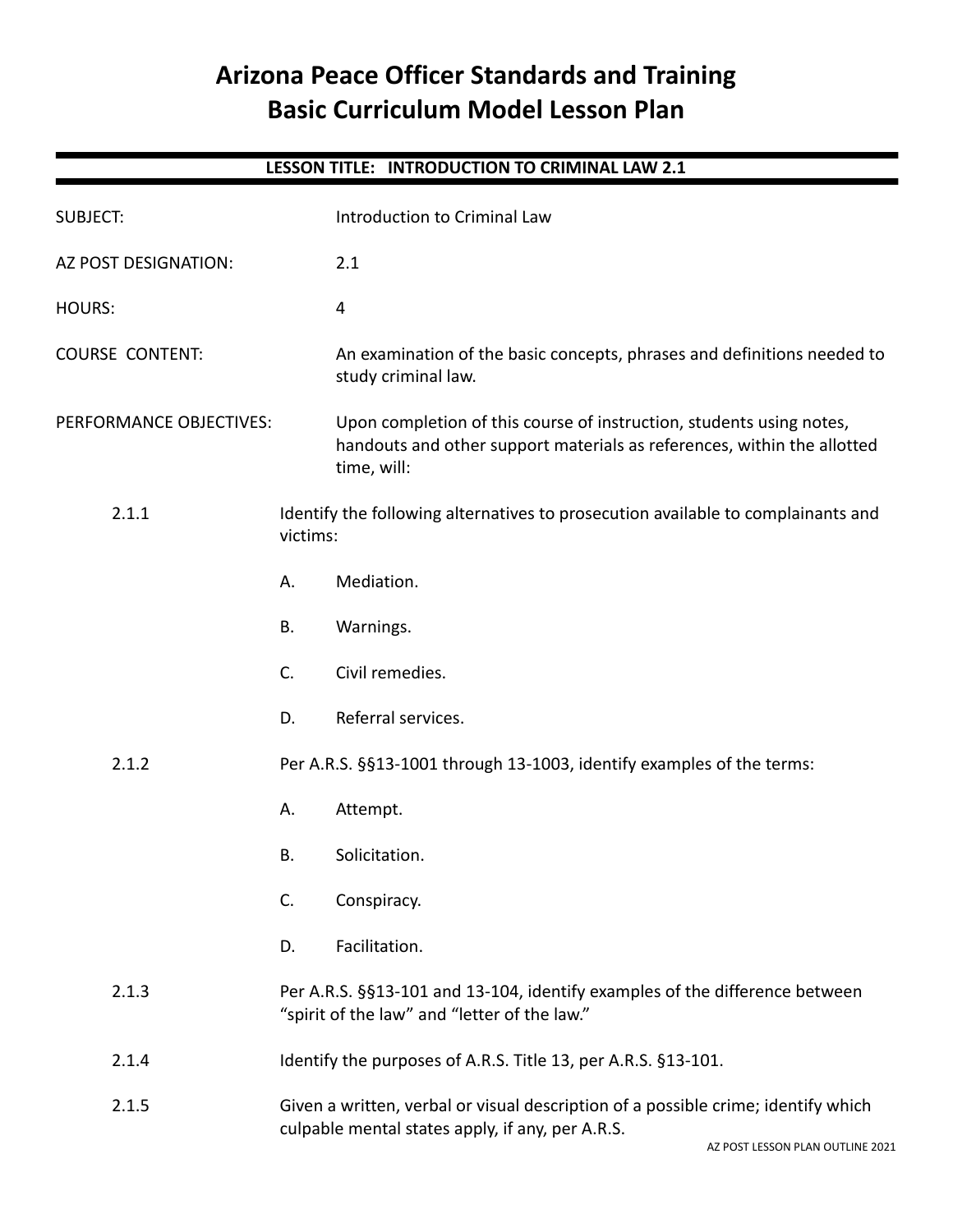# Arizona Peace Officer Standards and Training
# Basic Curriculum Model Lesson Plan

**LESSON TITLE: INTRODUCTION TO CRIMINAL LAW 2.1**

SUBJECT: Introduction to Criminal Law

AZ POST DESIGNATION: 2.1

HOURS: 4

COURSE CONTENT: An examination of the basic concepts, phrases and definitions needed to study criminal law.

PERFORMANCE OBJECTIVES: Upon completion of this course of instruction, students using notes, handouts and other support materials as references, within the allotted time, will:

2.1.1 Identify the following alternatives to prosecution available to complainants and victims:

A. Mediation.

B. Warnings.

C. Civil remedies.

D. Referral services.

2.1.2 Per A.R.S. §§13-1001 through 13-1003, identify examples of the terms:

A. Attempt.

B. Solicitation.

C. Conspiracy.

D. Facilitation.

2.1.3 Per A.R.S. §§13-101 and 13-104, identify examples of the difference between "spirit of the law" and "letter of the law."

2.1.4 Identify the purposes of A.R.S. Title 13, per A.R.S. §13-101.

2.1.5 Given a written, verbal or visual description of a possible crime; identify which culpable mental states apply, if any, per A.R.S.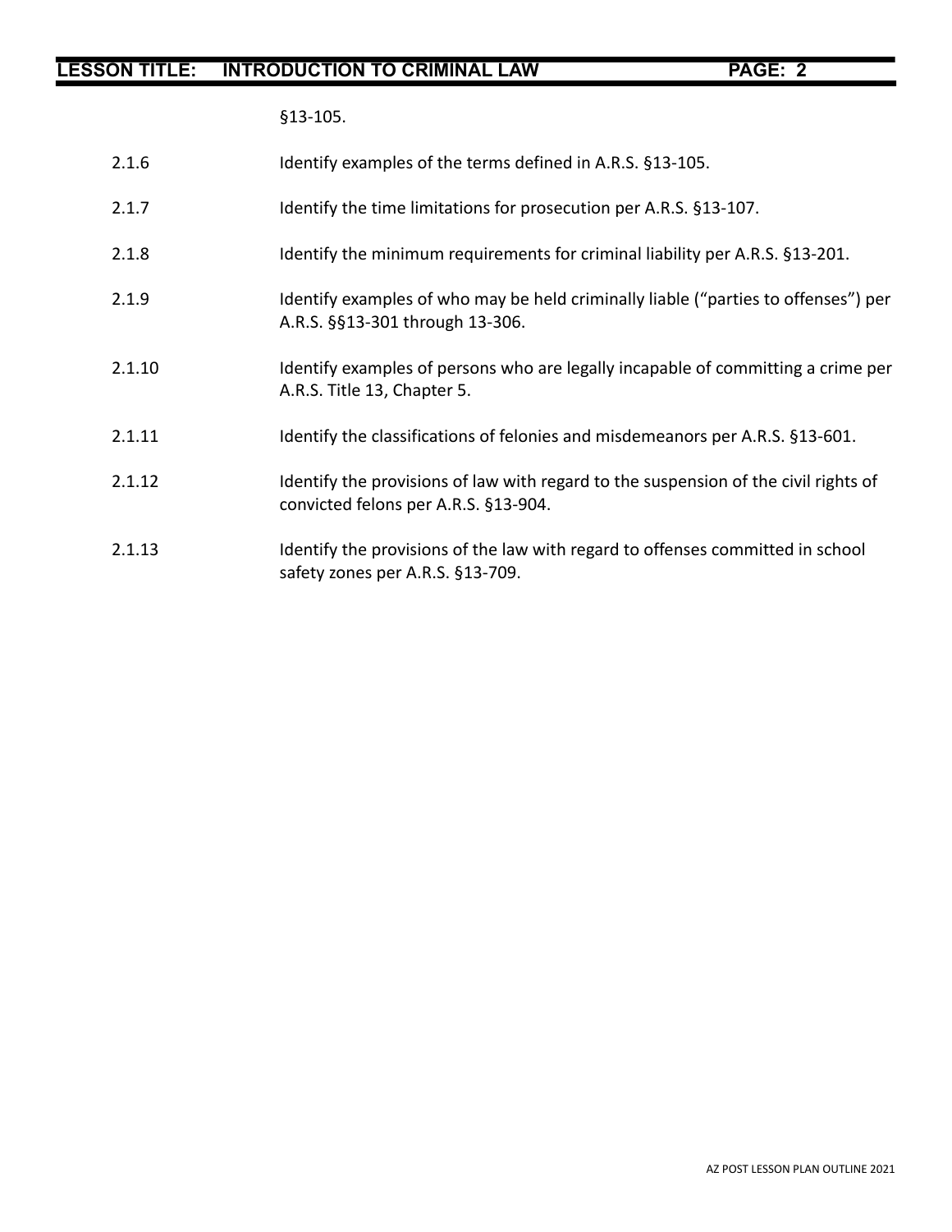§13-105.

2.1.6 Identify examples of the terms defined in A.R.S. §13-105.

2.1.7 Identify the time limitations for prosecution per A.R.S. §13-107.

2.1.8 Identify the minimum requirements for criminal liability per A.R.S. §13-201.

2.1.9 Identify examples of who may be held criminally liable ("parties to offenses") per A.R.S. §§13-301 through 13-306.

2.1.10 Identify examples of persons who are legally incapable of committing a crime per A.R.S. Title 13, Chapter 5.

2.1.11 Identify the classifications of felonies and misdemeanors per A.R.S. §13-601.

2.1.12 Identify the provisions of law with regard to the suspension of the civil rights of convicted felons per A.R.S. §13-904.

2.1.13 Identify the provisions of the law with regard to offenses committed in school safety zones per A.R.S. §13-709.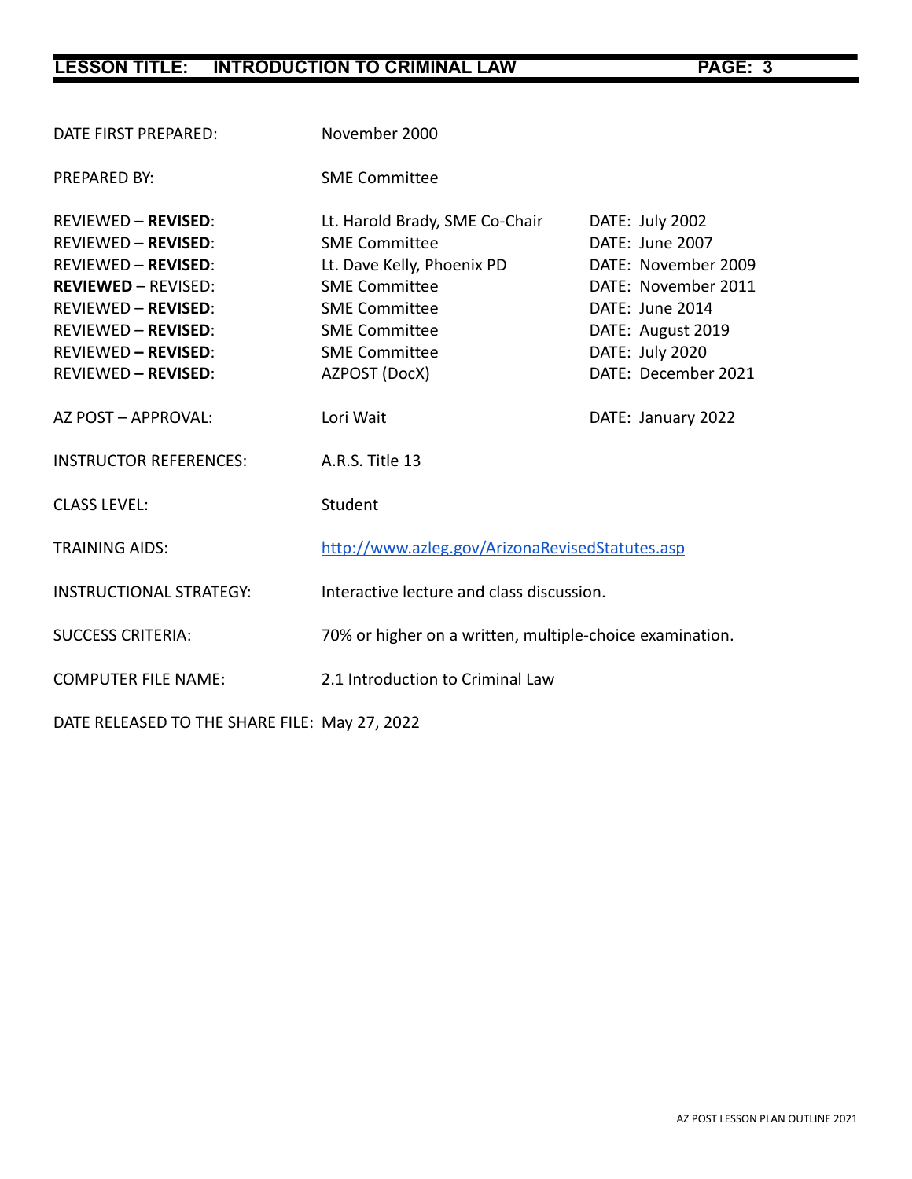DATE FIRST PREPARED: November 2000

PREPARED BY: SME Committee

| | | |
|---|---|---|
| REVIEWED – **REVISED**: | Lt. Harold Brady, SME Co-Chair | DATE: July 2002 |
| REVIEWED – **REVISED**: | SME Committee | DATE: June 2007 |
| REVIEWED – **REVISED**: | Lt. Dave Kelly, Phoenix PD | DATE: November 2009 |
| **REVIEWED** – REVISED: | SME Committee | DATE: November 2011 |
| REVIEWED – **REVISED**: | SME Committee | DATE: June 2014 |
| REVIEWED – **REVISED**: | SME Committee | DATE: August 2019 |
| REVIEWED **– REVISED**: | SME Committee | DATE: July 2020 |
| REVIEWED **– REVISED**: | AZPOST (DocX) | DATE: December 2021 |
| AZ POST – APPROVAL: | Lori Wait | DATE: January 2022 |

INSTRUCTOR REFERENCES: A.R.S. Title 13

CLASS LEVEL: Student

TRAINING AIDS: [http://www.azleg.gov/ArizonaRevisedStatutes.asp](http://www.azleg.gov/ArizonaRevisedStatutes.asp)

INSTRUCTIONAL STRATEGY: Interactive lecture and class discussion.

SUCCESS CRITERIA: 70% or higher on a written, multiple-choice examination.

COMPUTER FILE NAME: 2.1 Introduction to Criminal Law

DATE RELEASED TO THE SHARE FILE: May 27, 2022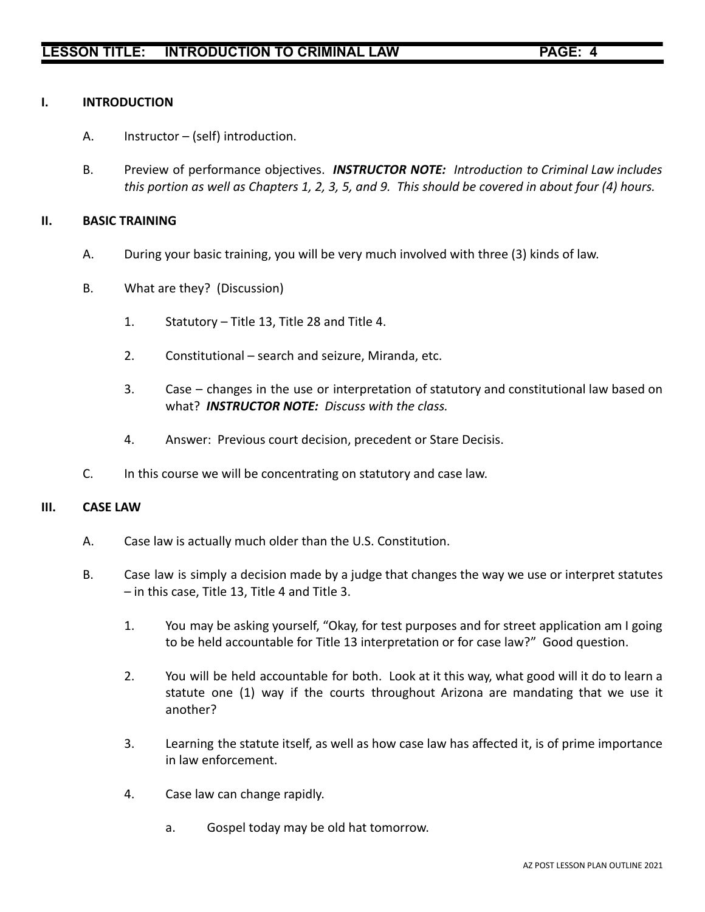## I. INTRODUCTION

A. Instructor – (self) introduction.

B. Preview of performance objectives. ***INSTRUCTOR NOTE:*** *Introduction to Criminal Law includes this portion as well as Chapters 1, 2, 3, 5, and 9. This should be covered in about four (4) hours.*

## II. BASIC TRAINING

A. During your basic training, you will be very much involved with three (3) kinds of law.

B. What are they? (Discussion)

1. Statutory – Title 13, Title 28 and Title 4.

2. Constitutional – search and seizure, Miranda, etc.

3. Case – changes in the use or interpretation of statutory and constitutional law based on what? ***INSTRUCTOR NOTE:*** *Discuss with the class.*

4. Answer: Previous court decision, precedent or Stare Decisis.

C. In this course we will be concentrating on statutory and case law.

## III. CASE LAW

A. Case law is actually much older than the U.S. Constitution.

B. Case law is simply a decision made by a judge that changes the way we use or interpret statutes – in this case, Title 13, Title 4 and Title 3.

1. You may be asking yourself, "Okay, for test purposes and for street application am I going to be held accountable for Title 13 interpretation or for case law?" Good question.

2. You will be held accountable for both. Look at it this way, what good will it do to learn a statute one (1) way if the courts throughout Arizona are mandating that we use it another?

3. Learning the statute itself, as well as how case law has affected it, is of prime importance in law enforcement.

4. Case law can change rapidly.

   a. Gospel today may be old hat tomorrow.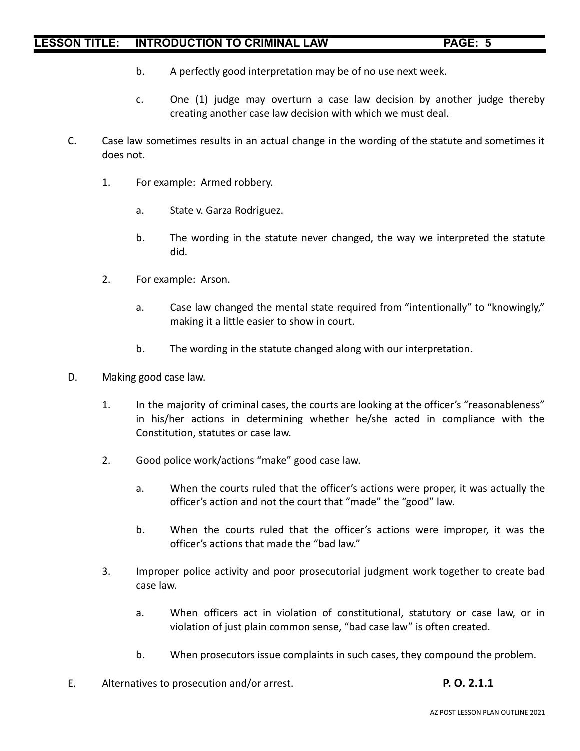b. A perfectly good interpretation may be of no use next week.

c. One (1) judge may overturn a case law decision by another judge thereby creating another case law decision with which we must deal.

C. Case law sometimes results in an actual change in the wording of the statute and sometimes it does not.

1. For example: Armed robbery.

   a. State v. Garza Rodriguez.

   b. The wording in the statute never changed, the way we interpreted the statute did.

2. For example: Arson.

   a. Case law changed the mental state required from "intentionally" to "knowingly," making it a little easier to show in court.

   b. The wording in the statute changed along with our interpretation.

D. Making good case law.

1. In the majority of criminal cases, the courts are looking at the officer's "reasonableness" in his/her actions in determining whether he/she acted in compliance with the Constitution, statutes or case law.

2. Good police work/actions "make" good case law.

   a. When the courts ruled that the officer's actions were proper, it was actually the officer's action and not the court that "made" the "good" law.

   b. When the courts ruled that the officer's actions were improper, it was the officer's actions that made the "bad law."

3. Improper police activity and poor prosecutorial judgment work together to create bad case law.

   a. When officers act in violation of constitutional, statutory or case law, or in violation of just plain common sense, "bad case law" is often created.

   b. When prosecutors issue complaints in such cases, they compound the problem.

E. Alternatives to prosecution and/or arrest. **P. O. 2.1.1**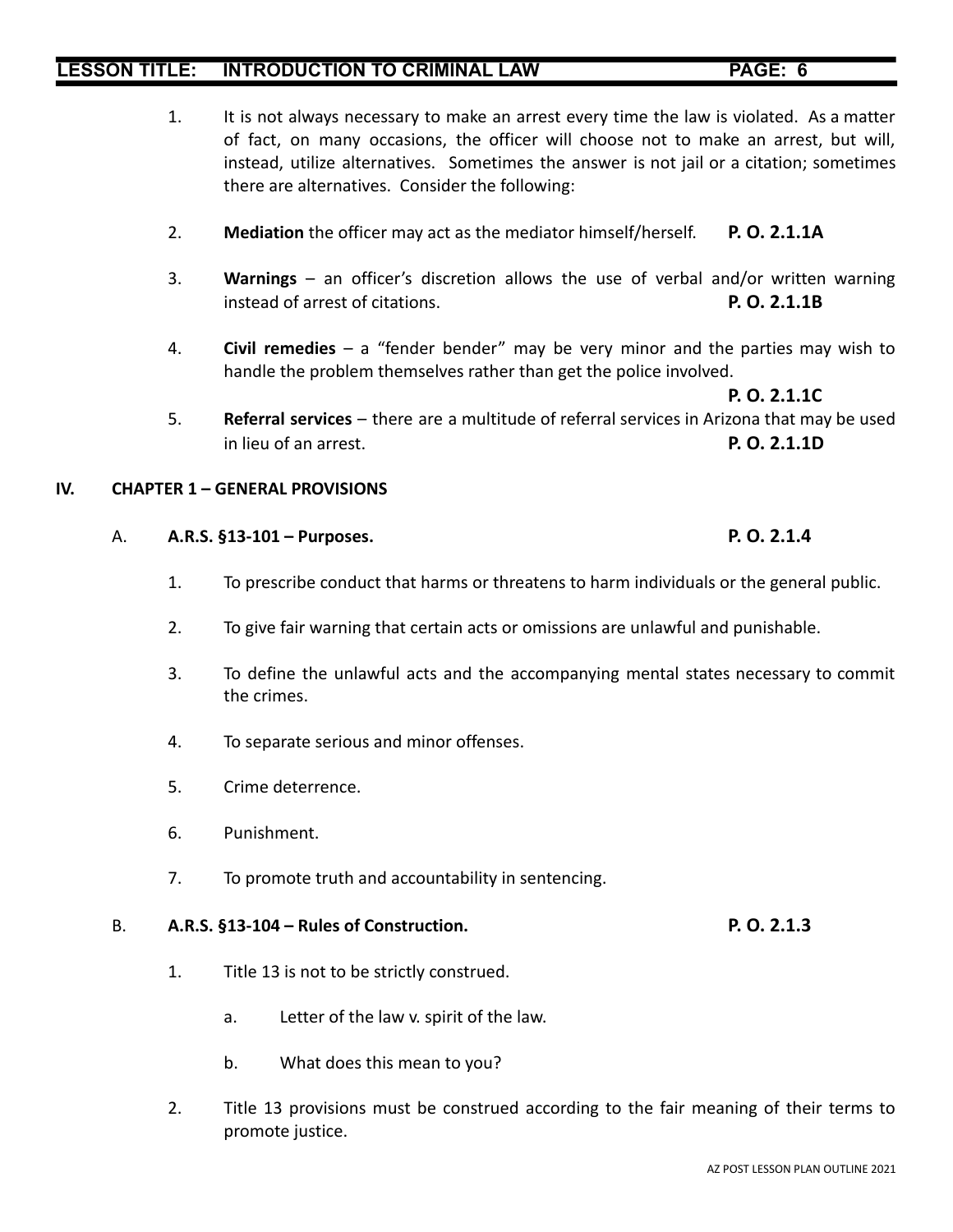1. It is not always necessary to make an arrest every time the law is violated. As a matter of fact, on many occasions, the officer will choose not to make an arrest, but will, instead, utilize alternatives. Sometimes the answer is not jail or a citation; sometimes there are alternatives. Consider the following:

2. **Mediation** the officer may act as the mediator himself/herself. **P. O. 2.1.1A**

3. **Warnings** – an officer's discretion allows the use of verbal and/or written warning instead of arrest of citations. **P. O. 2.1.1B**

4. **Civil remedies** – a "fender bender" may be very minor and the parties may wish to handle the problem themselves rather than get the police involved. **P. O. 2.1.1C**

5. **Referral services** – there are a multitude of referral services in Arizona that may be used in lieu of an arrest. **P. O. 2.1.1D**

## IV. CHAPTER 1 – GENERAL PROVISIONS

### A. A.R.S. §13-101 – Purposes. P. O. 2.1.4

1. To prescribe conduct that harms or threatens to harm individuals or the general public.

2. To give fair warning that certain acts or omissions are unlawful and punishable.

3. To define the unlawful acts and the accompanying mental states necessary to commit the crimes.

4. To separate serious and minor offenses.

5. Crime deterrence.

6. Punishment.

7. To promote truth and accountability in sentencing.

### B. A.R.S. §13-104 – Rules of Construction. P. O. 2.1.3

1. Title 13 is not to be strictly construed.

   a. Letter of the law v. spirit of the law.

   b. What does this mean to you?

2. Title 13 provisions must be construed according to the fair meaning of their terms to promote justice.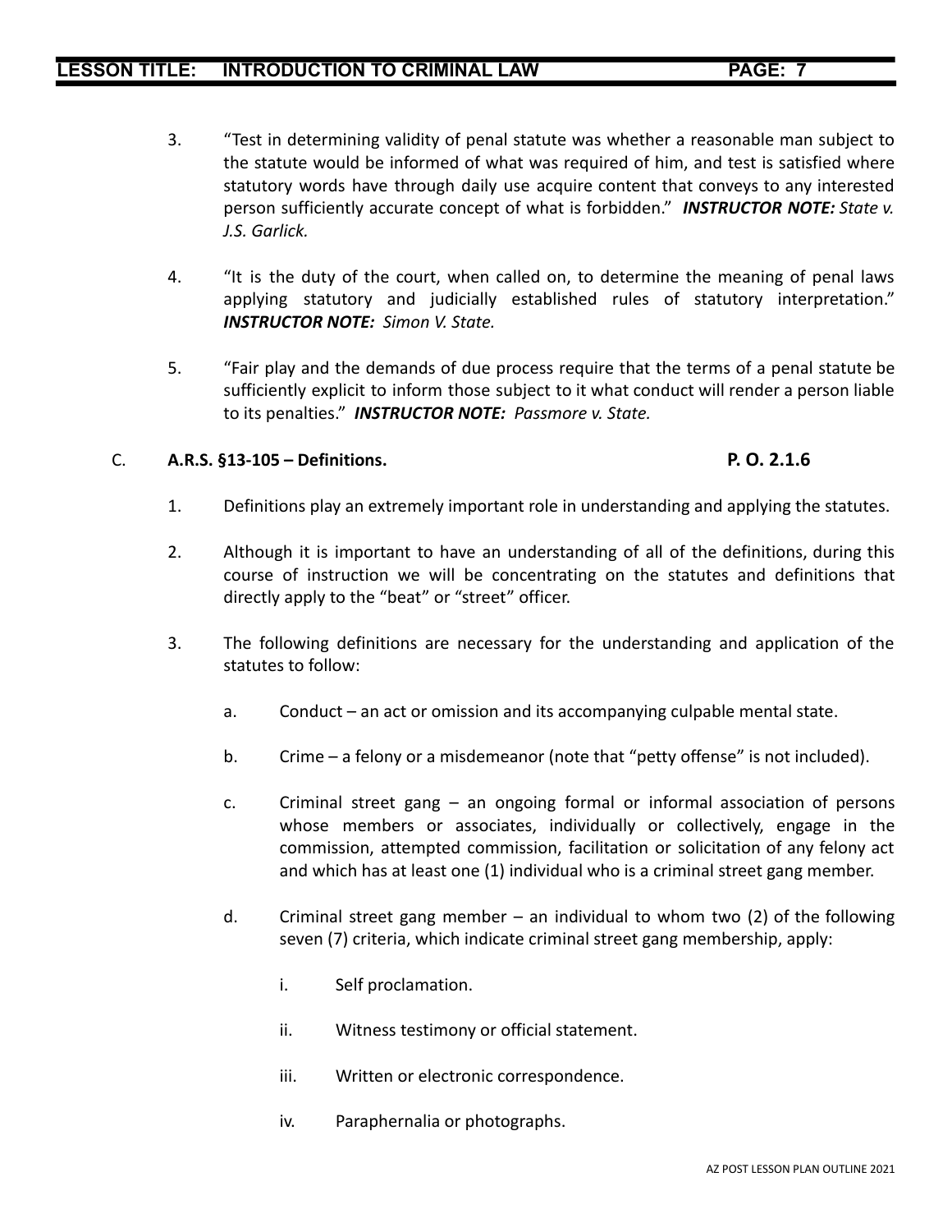3. "Test in determining validity of penal statute was whether a reasonable man subject to the statute would be informed of what was required of him, and test is satisfied where statutory words have through daily use acquire content that conveys to any interested person sufficiently accurate concept of what is forbidden." ***INSTRUCTOR NOTE:*** *State v. J.S. Garlick.*

4. "It is the duty of the court, when called on, to determine the meaning of penal laws applying statutory and judicially established rules of statutory interpretation." ***INSTRUCTOR NOTE:*** *Simon V. State.*

5. "Fair play and the demands of due process require that the terms of a penal statute be sufficiently explicit to inform those subject to it what conduct will render a person liable to its penalties." ***INSTRUCTOR NOTE:*** *Passmore v. State.*

C. **A.R.S. §13-105 – Definitions.** **P. O. 2.1.6**

1. Definitions play an extremely important role in understanding and applying the statutes.

2. Although it is important to have an understanding of all of the definitions, during this course of instruction we will be concentrating on the statutes and definitions that directly apply to the "beat" or "street" officer.

3. The following definitions are necessary for the understanding and application of the statutes to follow:

   a. Conduct – an act or omission and its accompanying culpable mental state.

   b. Crime – a felony or a misdemeanor (note that "petty offense" is not included).

   c. Criminal street gang – an ongoing formal or informal association of persons whose members or associates, individually or collectively, engage in the commission, attempted commission, facilitation or solicitation of any felony act and which has at least one (1) individual who is a criminal street gang member.

   d. Criminal street gang member – an individual to whom two (2) of the following seven (7) criteria, which indicate criminal street gang membership, apply:

      i. Self proclamation.

      ii. Witness testimony or official statement.

      iii. Written or electronic correspondence.

      iv. Paraphernalia or photographs.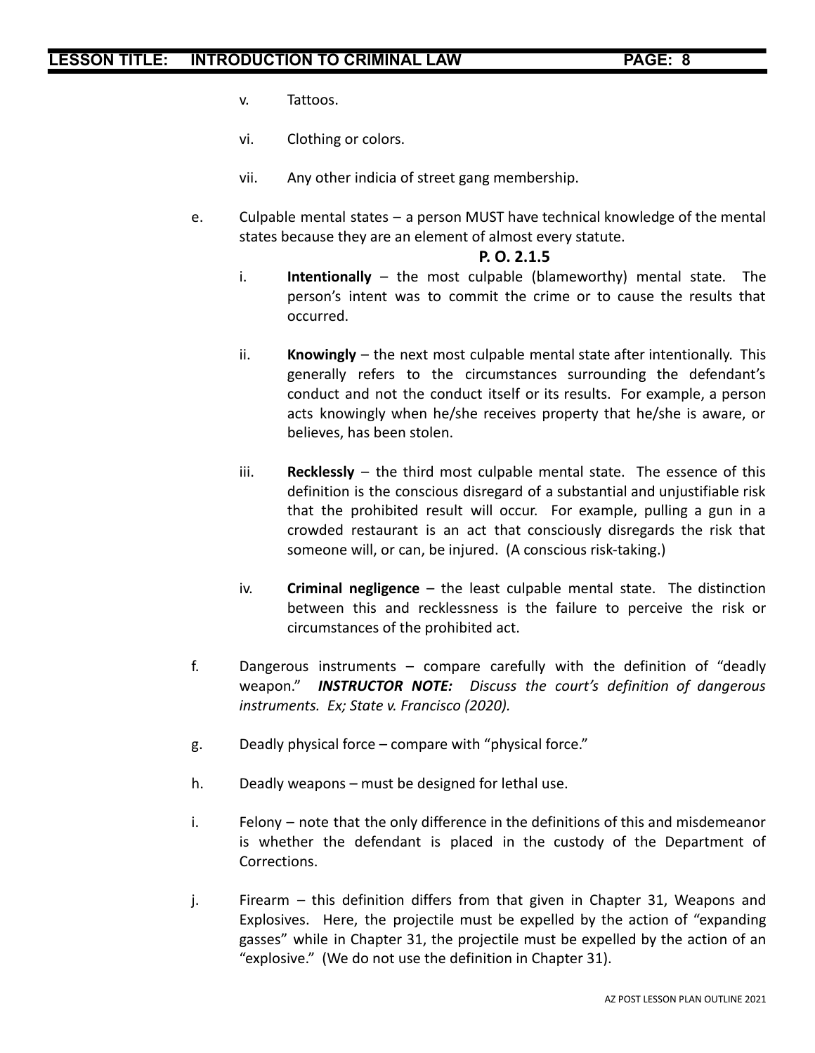v. Tattoos.

vi. Clothing or colors.

vii. Any other indicia of street gang membership.

e. Culpable mental states – a person MUST have technical knowledge of the mental states because they are an element of almost every statute.

**P. O. 2.1.5**

i. **Intentionally** – the most culpable (blameworthy) mental state. The person's intent was to commit the crime or to cause the results that occurred.

ii. **Knowingly** – the next most culpable mental state after intentionally. This generally refers to the circumstances surrounding the defendant's conduct and not the conduct itself or its results. For example, a person acts knowingly when he/she receives property that he/she is aware, or believes, has been stolen.

iii. **Recklessly** – the third most culpable mental state. The essence of this definition is the conscious disregard of a substantial and unjustifiable risk that the prohibited result will occur. For example, pulling a gun in a crowded restaurant is an act that consciously disregards the risk that someone will, or can, be injured. (A conscious risk-taking.)

iv. **Criminal negligence** – the least culpable mental state. The distinction between this and recklessness is the failure to perceive the risk or circumstances of the prohibited act.

f. Dangerous instruments – compare carefully with the definition of "deadly weapon." ***INSTRUCTOR NOTE:*** *Discuss the court's definition of dangerous instruments. Ex; State v. Francisco (2020).*

g. Deadly physical force – compare with "physical force."

h. Deadly weapons – must be designed for lethal use.

i. Felony – note that the only difference in the definitions of this and misdemeanor is whether the defendant is placed in the custody of the Department of Corrections.

j. Firearm – this definition differs from that given in Chapter 31, Weapons and Explosives. Here, the projectile must be expelled by the action of "expanding gasses" while in Chapter 31, the projectile must be expelled by the action of an "explosive." (We do not use the definition in Chapter 31).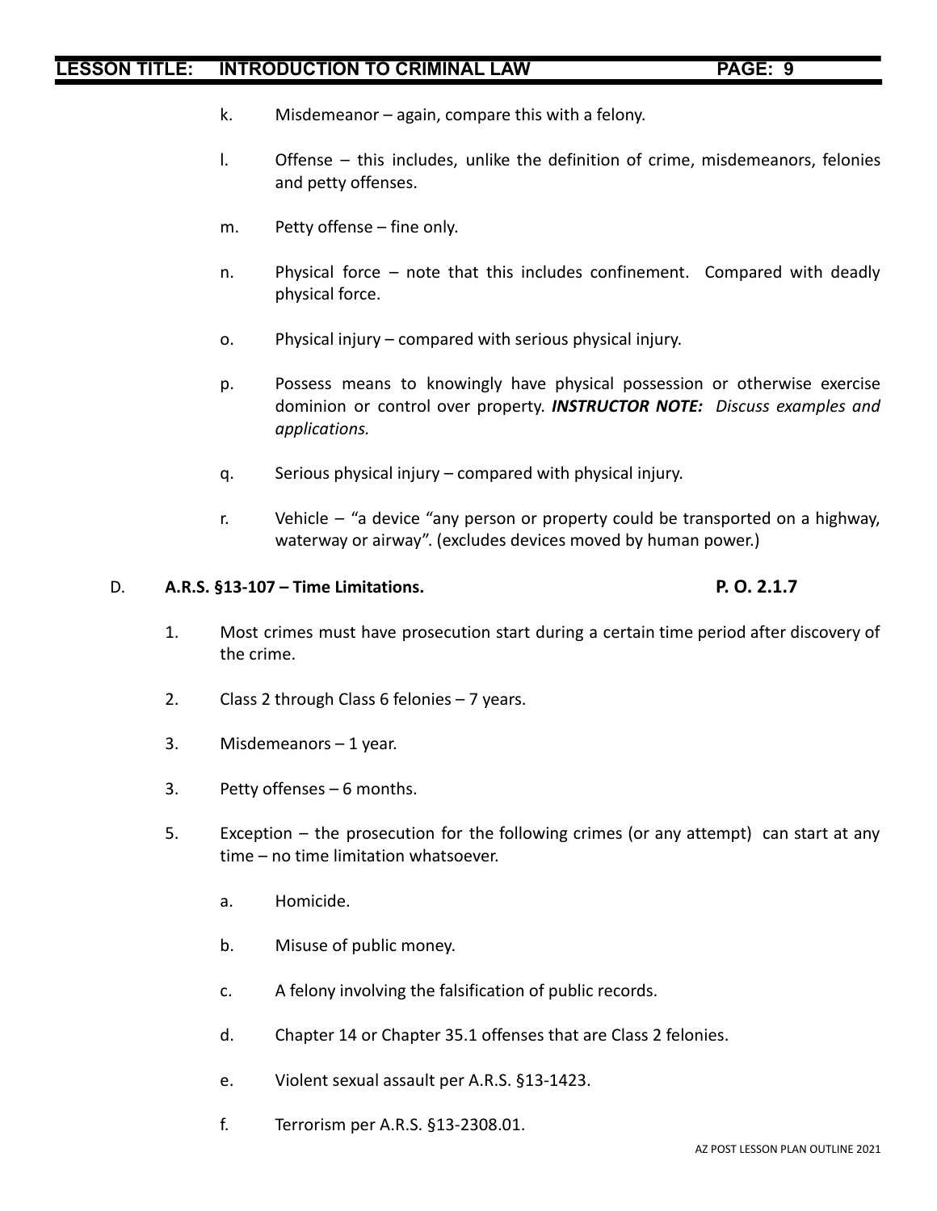k. Misdemeanor – again, compare this with a felony.

l. Offense – this includes, unlike the definition of crime, misdemeanors, felonies and petty offenses.

m. Petty offense – fine only.

n. Physical force – note that this includes confinement. Compared with deadly physical force.

o. Physical injury – compared with serious physical injury.

p. Possess means to knowingly have physical possession or otherwise exercise dominion or control over property. ***INSTRUCTOR NOTE:*** *Discuss examples and applications.*

q. Serious physical injury – compared with physical injury.

r. Vehicle – "a device "any person or property could be transported on a highway, waterway or airway". (excludes devices moved by human power.)

D. **A.R.S. §13-107 – Time Limitations.** **P. O. 2.1.7**

1. Most crimes must have prosecution start during a certain time period after discovery of the crime.

2. Class 2 through Class 6 felonies – 7 years.

3. Misdemeanors – 1 year.

3. Petty offenses – 6 months.

5. Exception – the prosecution for the following crimes (or any attempt) can start at any time – no time limitation whatsoever.

   a. Homicide.

   b. Misuse of public money.

   c. A felony involving the falsification of public records.

   d. Chapter 14 or Chapter 35.1 offenses that are Class 2 felonies.

   e. Violent sexual assault per A.R.S. §13-1423.

   f. Terrorism per A.R.S. §13-2308.01.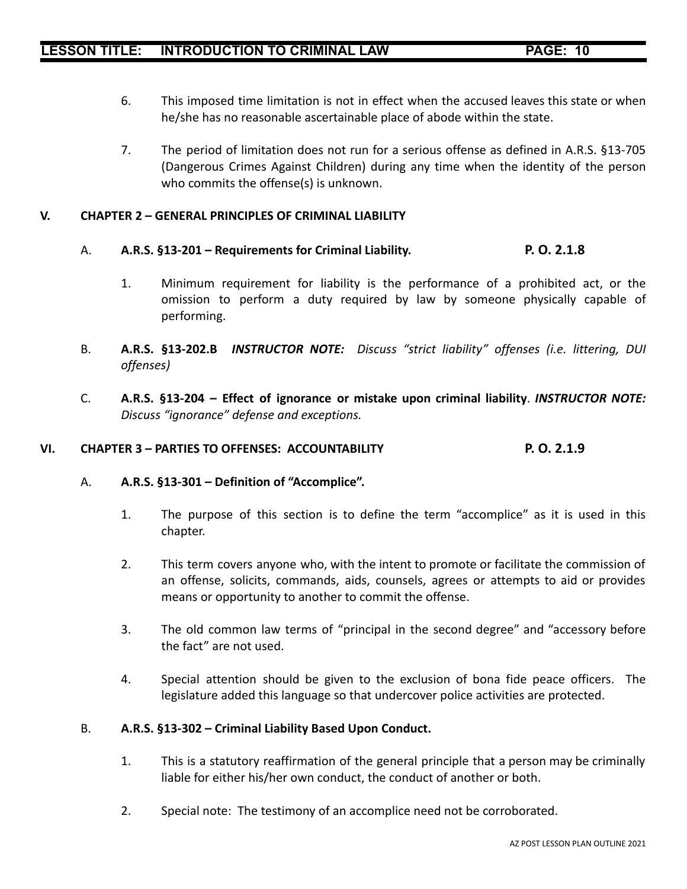6. This imposed time limitation is not in effect when the accused leaves this state or when he/she has no reasonable ascertainable place of abode within the state.

7. The period of limitation does not run for a serious offense as defined in A.R.S. §13-705 (Dangerous Crimes Against Children) during any time when the identity of the person who commits the offense(s) is unknown.

## V. CHAPTER 2 – GENERAL PRINCIPLES OF CRIMINAL LIABILITY

### A. A.R.S. §13-201 – Requirements for Criminal Liability. **P. O. 2.1.8**

1. Minimum requirement for liability is the performance of a prohibited act, or the omission to perform a duty required by law by someone physically capable of performing.

### B. **A.R.S. §13-202.B** ***INSTRUCTOR NOTE:*** *Discuss "strict liability" offenses (i.e. littering, DUI offenses)*

### C. **A.R.S. §13-204 – Effect of ignorance or mistake upon criminal liability**. ***INSTRUCTOR NOTE:*** *Discuss "ignorance" defense and exceptions.*

## VI. CHAPTER 3 – PARTIES TO OFFENSES: ACCOUNTABILITY **P. O. 2.1.9**

### A. A.R.S. §13-301 – Definition of "Accomplice".

1. The purpose of this section is to define the term "accomplice" as it is used in this chapter.

2. This term covers anyone who, with the intent to promote or facilitate the commission of an offense, solicits, commands, aids, counsels, agrees or attempts to aid or provides means or opportunity to another to commit the offense.

3. The old common law terms of "principal in the second degree" and "accessory before the fact" are not used.

4. Special attention should be given to the exclusion of bona fide peace officers. The legislature added this language so that undercover police activities are protected.

### B. A.R.S. §13-302 – Criminal Liability Based Upon Conduct.

1. This is a statutory reaffirmation of the general principle that a person may be criminally liable for either his/her own conduct, the conduct of another or both.

2. Special note: The testimony of an accomplice need not be corroborated.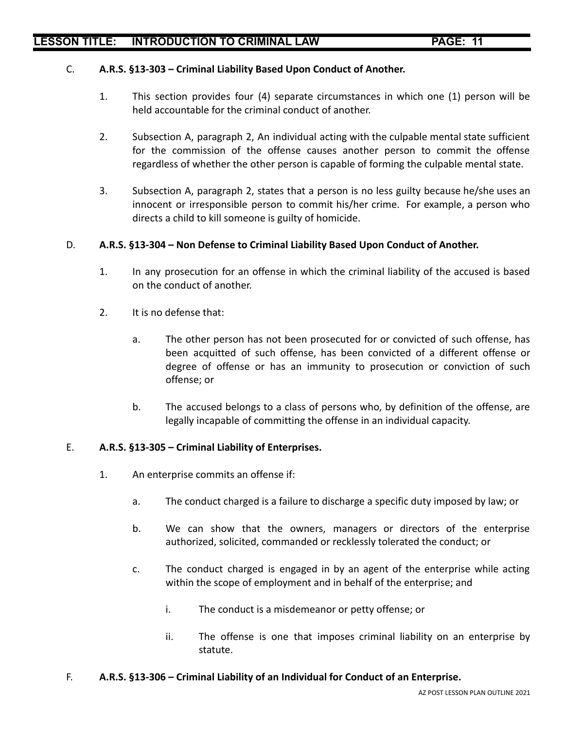C. **A.R.S. §13-303 – Criminal Liability Based Upon Conduct of Another.**

1. This section provides four (4) separate circumstances in which one (1) person will be held accountable for the criminal conduct of another.

2. Subsection A, paragraph 2, An individual acting with the culpable mental state sufficient for the commission of the offense causes another person to commit the offense regardless of whether the other person is capable of forming the culpable mental state.

3. Subsection A, paragraph 2, states that a person is no less guilty because he/she uses an innocent or irresponsible person to commit his/her crime. For example, a person who directs a child to kill someone is guilty of homicide.

D. **A.R.S. §13-304 – Non Defense to Criminal Liability Based Upon Conduct of Another.**

1. In any prosecution for an offense in which the criminal liability of the accused is based on the conduct of another.

2. It is no defense that:

   a. The other person has not been prosecuted for or convicted of such offense, has been acquitted of such offense, has been convicted of a different offense or degree of offense or has an immunity to prosecution or conviction of such offense; or

   b. The accused belongs to a class of persons who, by definition of the offense, are legally incapable of committing the offense in an individual capacity.

E. **A.R.S. §13-305 – Criminal Liability of Enterprises.**

1. An enterprise commits an offense if:

   a. The conduct charged is a failure to discharge a specific duty imposed by law; or

   b. We can show that the owners, managers or directors of the enterprise authorized, solicited, commanded or recklessly tolerated the conduct; or

   c. The conduct charged is engaged in by an agent of the enterprise while acting within the scope of employment and in behalf of the enterprise; and

      i. The conduct is a misdemeanor or petty offense; or

      ii. The offense is one that imposes criminal liability on an enterprise by statute.

F. **A.R.S. §13-306 – Criminal Liability of an Individual for Conduct of an Enterprise.**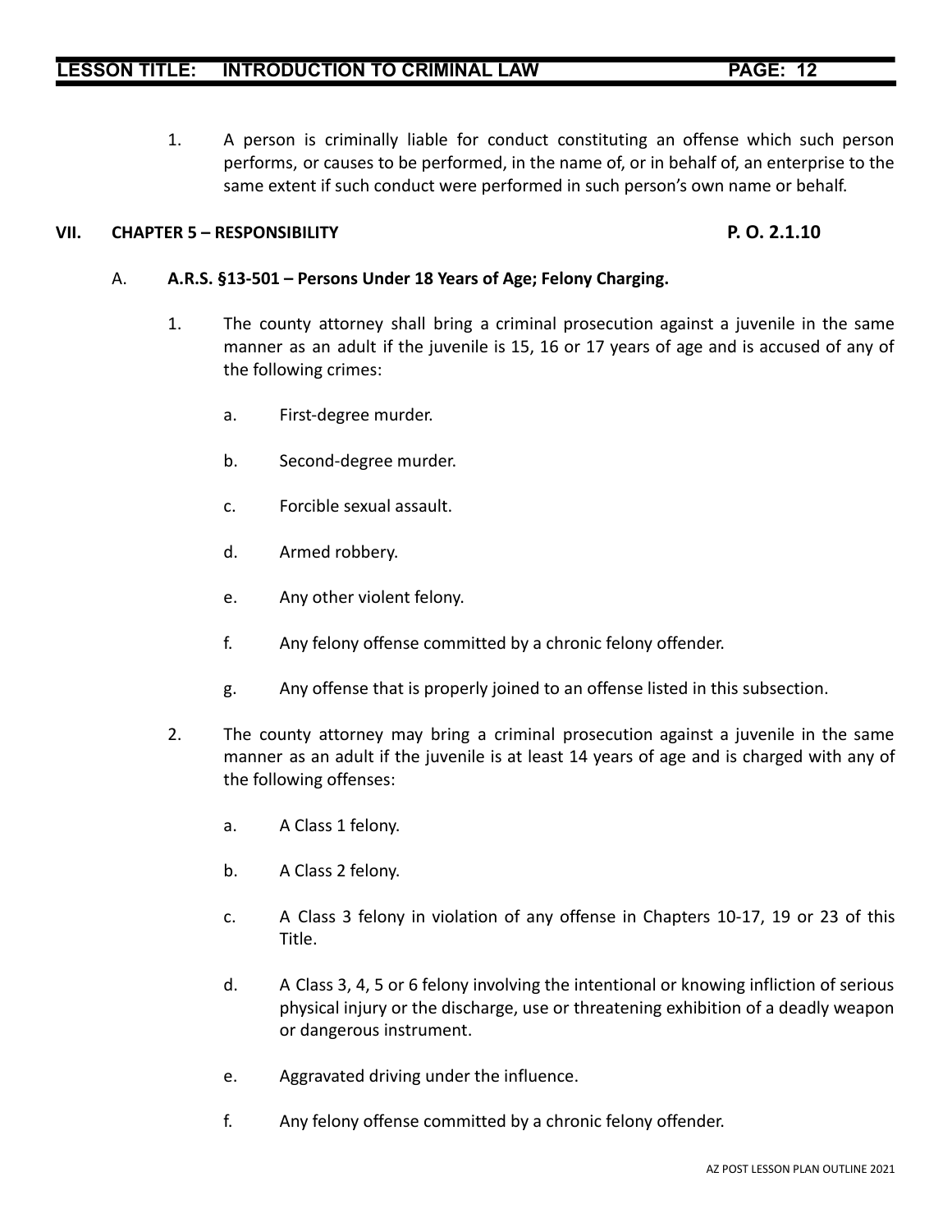1. A person is criminally liable for conduct constituting an offense which such person performs, or causes to be performed, in the name of, or in behalf of, an enterprise to the same extent if such conduct were performed in such person's own name or behalf.

## VII. CHAPTER 5 – RESPONSIBILITY P. O. 2.1.10

### A. A.R.S. §13-501 – Persons Under 18 Years of Age; Felony Charging.

1. The county attorney shall bring a criminal prosecution against a juvenile in the same manner as an adult if the juvenile is 15, 16 or 17 years of age and is accused of any of the following crimes:

    a. First-degree murder.

    b. Second-degree murder.

    c. Forcible sexual assault.

    d. Armed robbery.

    e. Any other violent felony.

    f. Any felony offense committed by a chronic felony offender.

    g. Any offense that is properly joined to an offense listed in this subsection.

2. The county attorney may bring a criminal prosecution against a juvenile in the same manner as an adult if the juvenile is at least 14 years of age and is charged with any of the following offenses:

    a. A Class 1 felony.

    b. A Class 2 felony.

    c. A Class 3 felony in violation of any offense in Chapters 10-17, 19 or 23 of this Title.

    d. A Class 3, 4, 5 or 6 felony involving the intentional or knowing infliction of serious physical injury or the discharge, use or threatening exhibition of a deadly weapon or dangerous instrument.

    e. Aggravated driving under the influence.

    f. Any felony offense committed by a chronic felony offender.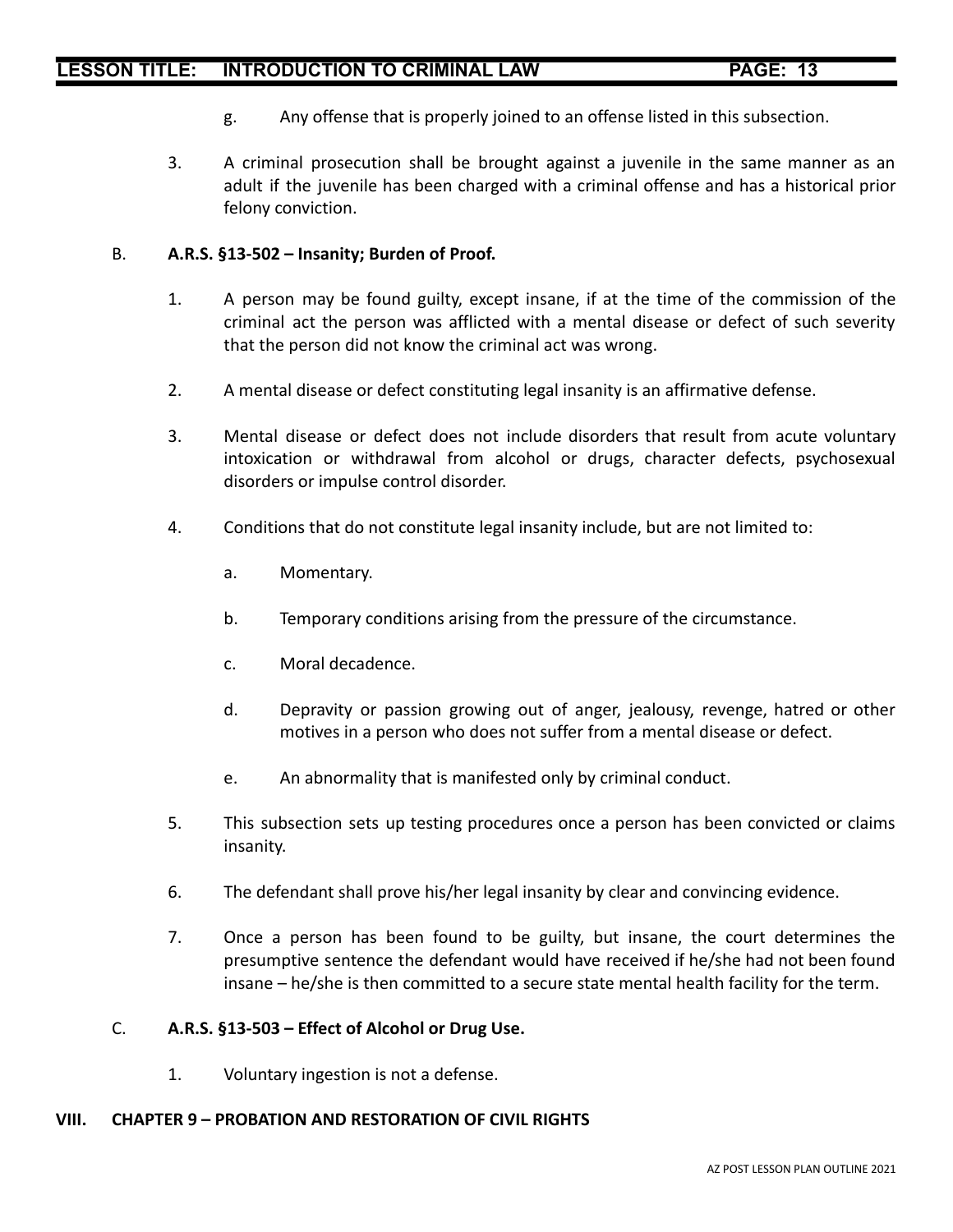g. Any offense that is properly joined to an offense listed in this subsection.

3. A criminal prosecution shall be brought against a juvenile in the same manner as an adult if the juvenile has been charged with a criminal offense and has a historical prior felony conviction.

B. **A.R.S. §13-502 – Insanity; Burden of Proof.**

1. A person may be found guilty, except insane, if at the time of the commission of the criminal act the person was afflicted with a mental disease or defect of such severity that the person did not know the criminal act was wrong.

2. A mental disease or defect constituting legal insanity is an affirmative defense.

3. Mental disease or defect does not include disorders that result from acute voluntary intoxication or withdrawal from alcohol or drugs, character defects, psychosexual disorders or impulse control disorder.

4. Conditions that do not constitute legal insanity include, but are not limited to:

   a. Momentary.

   b. Temporary conditions arising from the pressure of the circumstance.

   c. Moral decadence.

   d. Depravity or passion growing out of anger, jealousy, revenge, hatred or other motives in a person who does not suffer from a mental disease or defect.

   e. An abnormality that is manifested only by criminal conduct.

5. This subsection sets up testing procedures once a person has been convicted or claims insanity.

6. The defendant shall prove his/her legal insanity by clear and convincing evidence.

7. Once a person has been found to be guilty, but insane, the court determines the presumptive sentence the defendant would have received if he/she had not been found insane – he/she is then committed to a secure state mental health facility for the term.

C. **A.R.S. §13-503 – Effect of Alcohol or Drug Use.**

1. Voluntary ingestion is not a defense.

## VIII. CHAPTER 9 – PROBATION AND RESTORATION OF CIVIL RIGHTS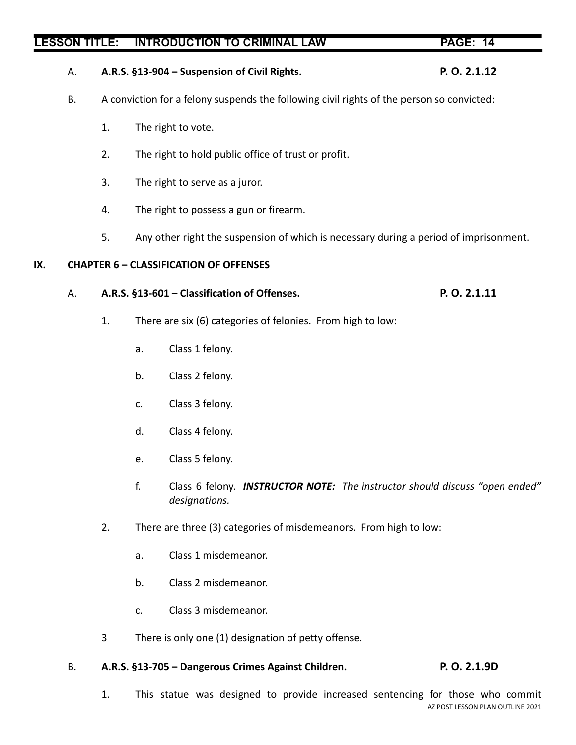A. **A.R.S. §13-904 – Suspension of Civil Rights.** **P. O. 2.1.12**

B. A conviction for a felony suspends the following civil rights of the person so convicted:

1. The right to vote.
2. The right to hold public office of trust or profit.
3. The right to serve as a juror.
4. The right to possess a gun or firearm.
5. Any other right the suspension of which is necessary during a period of imprisonment.

## IX. CHAPTER 6 – CLASSIFICATION OF OFFENSES

A. **A.R.S. §13-601 – Classification of Offenses.** **P. O. 2.1.11**

1. There are six (6) categories of felonies. From high to low:
   - a. Class 1 felony.
   - b. Class 2 felony.
   - c. Class 3 felony.
   - d. Class 4 felony.
   - e. Class 5 felony.
   - f. Class 6 felony. ***INSTRUCTOR NOTE:*** *The instructor should discuss "open ended" designations.*

2. There are three (3) categories of misdemeanors. From high to low:
   - a. Class 1 misdemeanor.
   - b. Class 2 misdemeanor.
   - c. Class 3 misdemeanor.

3 There is only one (1) designation of petty offense.

B. **A.R.S. §13-705 – Dangerous Crimes Against Children.** **P. O. 2.1.9D**

1. This statue was designed to provide increased sentencing for those who commit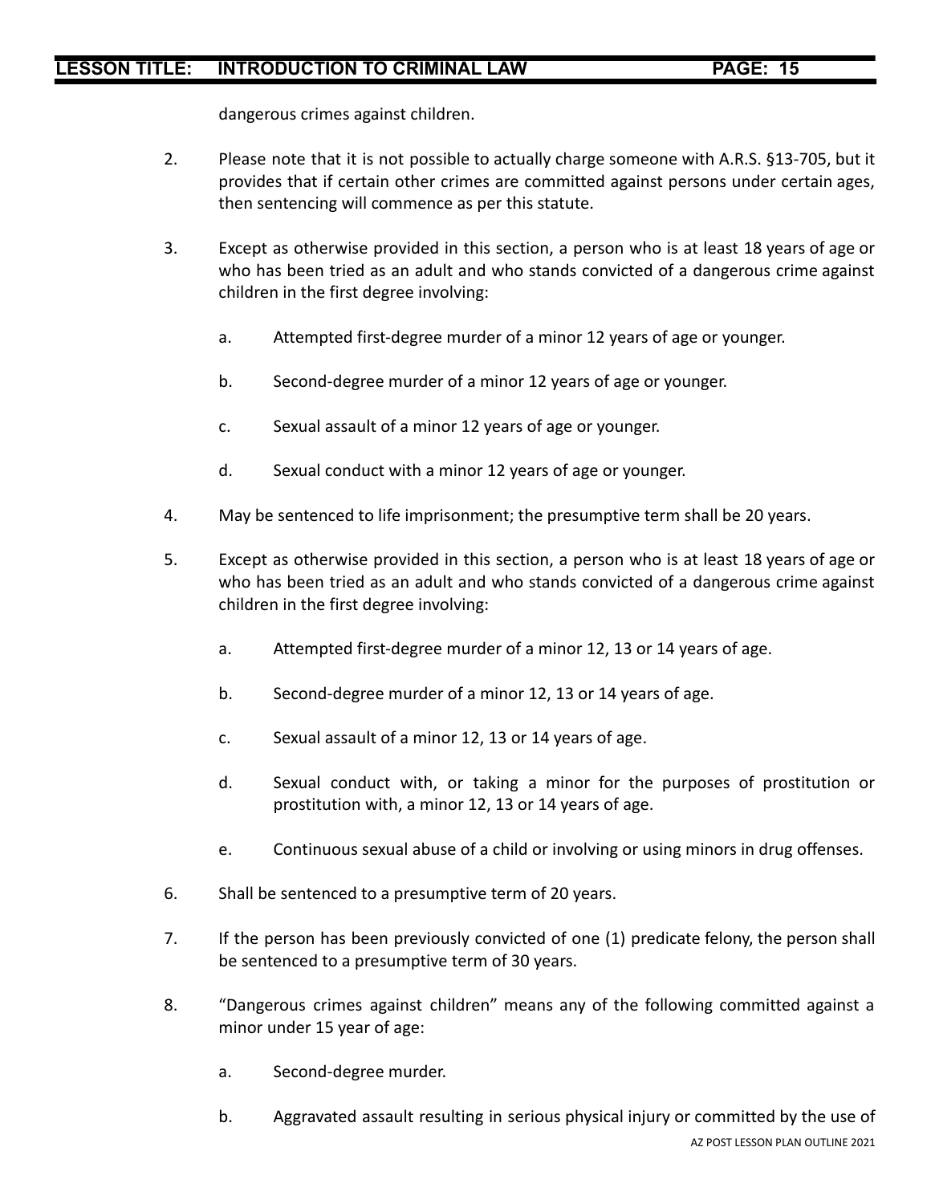dangerous crimes against children.

2. Please note that it is not possible to actually charge someone with A.R.S. §13-705, but it provides that if certain other crimes are committed against persons under certain ages, then sentencing will commence as per this statute.

3. Except as otherwise provided in this section, a person who is at least 18 years of age or who has been tried as an adult and who stands convicted of a dangerous crime against children in the first degree involving:

   a. Attempted first-degree murder of a minor 12 years of age or younger.

   b. Second-degree murder of a minor 12 years of age or younger.

   c. Sexual assault of a minor 12 years of age or younger.

   d. Sexual conduct with a minor 12 years of age or younger.

4. May be sentenced to life imprisonment; the presumptive term shall be 20 years.

5. Except as otherwise provided in this section, a person who is at least 18 years of age or who has been tried as an adult and who stands convicted of a dangerous crime against children in the first degree involving:

   a. Attempted first-degree murder of a minor 12, 13 or 14 years of age.

   b. Second-degree murder of a minor 12, 13 or 14 years of age.

   c. Sexual assault of a minor 12, 13 or 14 years of age.

   d. Sexual conduct with, or taking a minor for the purposes of prostitution or prostitution with, a minor 12, 13 or 14 years of age.

   e. Continuous sexual abuse of a child or involving or using minors in drug offenses.

6. Shall be sentenced to a presumptive term of 20 years.

7. If the person has been previously convicted of one (1) predicate felony, the person shall be sentenced to a presumptive term of 30 years.

8. "Dangerous crimes against children" means any of the following committed against a minor under 15 year of age:

   a. Second-degree murder.

   b. Aggravated assault resulting in serious physical injury or committed by the use of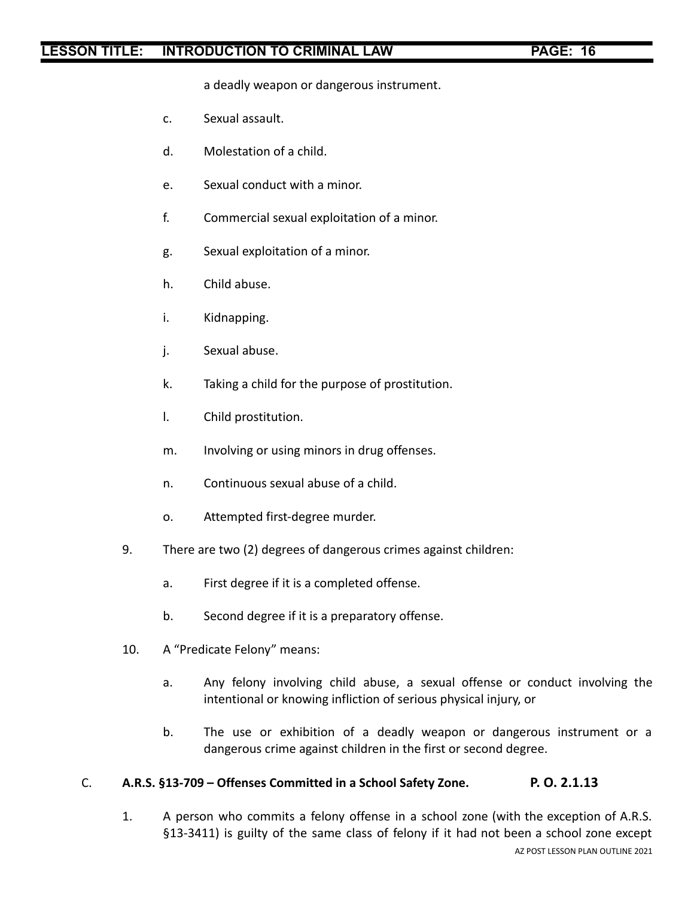a deadly weapon or dangerous instrument.

c. Sexual assault.

d. Molestation of a child.

e. Sexual conduct with a minor.

f. Commercial sexual exploitation of a minor.

g. Sexual exploitation of a minor.

h. Child abuse.

i. Kidnapping.

j. Sexual abuse.

k. Taking a child for the purpose of prostitution.

l. Child prostitution.

m. Involving or using minors in drug offenses.

n. Continuous sexual abuse of a child.

o. Attempted first-degree murder.

9. There are two (2) degrees of dangerous crimes against children:

   a. First degree if it is a completed offense.

   b. Second degree if it is a preparatory offense.

10. A "Predicate Felony" means:

   a. Any felony involving child abuse, a sexual offense or conduct involving the intentional or knowing infliction of serious physical injury, or

   b. The use or exhibition of a deadly weapon or dangerous instrument or a dangerous crime against children in the first or second degree.

C. **A.R.S. §13-709 – Offenses Committed in a School Safety Zone.** **P. O. 2.1.13**

1. A person who commits a felony offense in a school zone (with the exception of A.R.S. §13-3411) is guilty of the same class of felony if it had not been a school zone except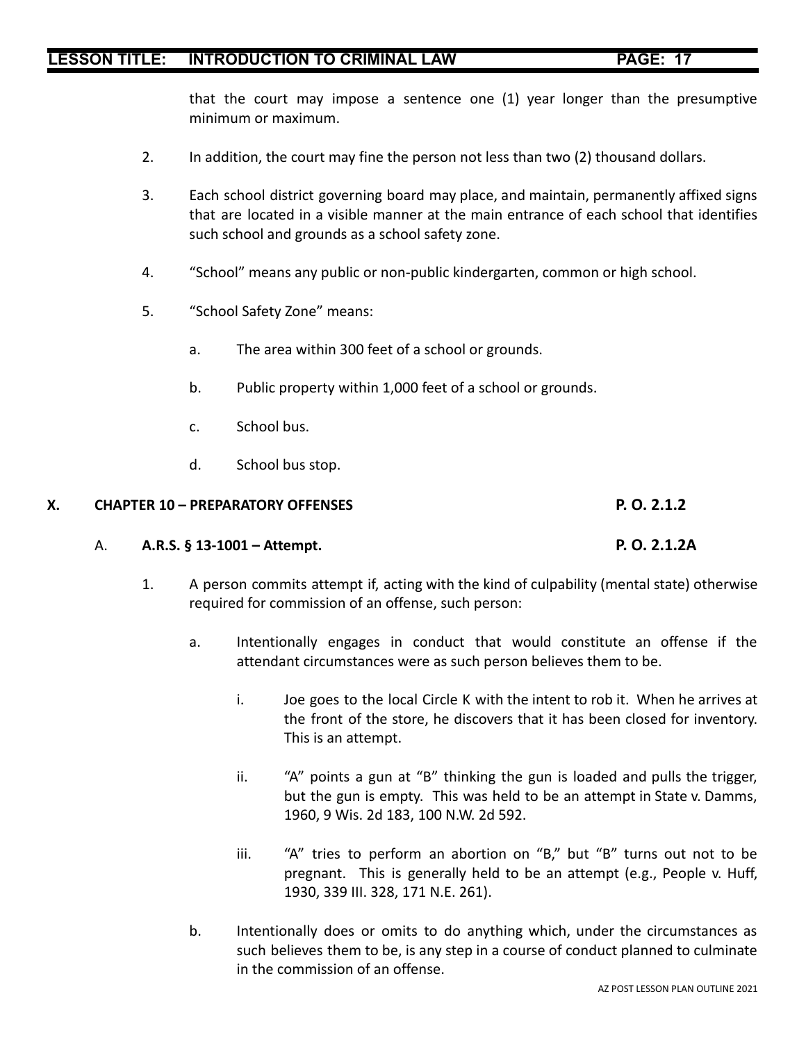that the court may impose a sentence one (1) year longer than the presumptive minimum or maximum.

2. In addition, the court may fine the person not less than two (2) thousand dollars.

3. Each school district governing board may place, and maintain, permanently affixed signs that are located in a visible manner at the main entrance of each school that identifies such school and grounds as a school safety zone.

4. "School" means any public or non-public kindergarten, common or high school.

5. "School Safety Zone" means:

   a. The area within 300 feet of a school or grounds.

   b. Public property within 1,000 feet of a school or grounds.

   c. School bus.

   d. School bus stop.

## X. CHAPTER 10 – PREPARATORY OFFENSES — P. O. 2.1.2

### A. A.R.S. § 13-1001 – Attempt. — P. O. 2.1.2A

1. A person commits attempt if, acting with the kind of culpability (mental state) otherwise required for commission of an offense, such person:

   a. Intentionally engages in conduct that would constitute an offense if the attendant circumstances were as such person believes them to be.

      i. Joe goes to the local Circle K with the intent to rob it. When he arrives at the front of the store, he discovers that it has been closed for inventory. This is an attempt.

      ii. "A" points a gun at "B" thinking the gun is loaded and pulls the trigger, but the gun is empty. This was held to be an attempt in State v. Damms, 1960, 9 Wis. 2d 183, 100 N.W. 2d 592.

      iii. "A" tries to perform an abortion on "B," but "B" turns out not to be pregnant. This is generally held to be an attempt (e.g., People v. Huff, 1930, 339 Ill. 328, 171 N.E. 261).

   b. Intentionally does or omits to do anything which, under the circumstances as such believes them to be, is any step in a course of conduct planned to culminate in the commission of an offense.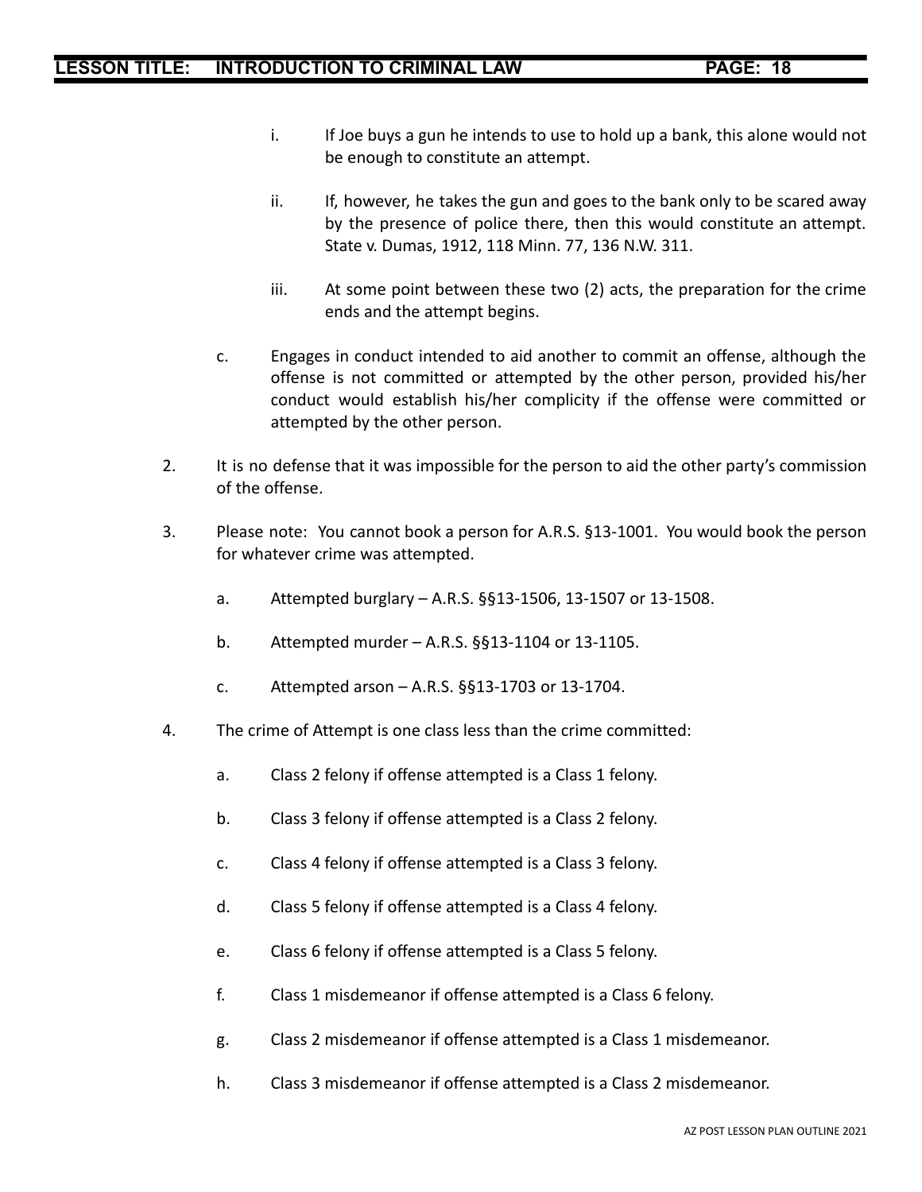i. If Joe buys a gun he intends to use to hold up a bank, this alone would not be enough to constitute an attempt.

ii. If, however, he takes the gun and goes to the bank only to be scared away by the presence of police there, then this would constitute an attempt. State v. Dumas, 1912, 118 Minn. 77, 136 N.W. 311.

iii. At some point between these two (2) acts, the preparation for the crime ends and the attempt begins.

c. Engages in conduct intended to aid another to commit an offense, although the offense is not committed or attempted by the other person, provided his/her conduct would establish his/her complicity if the offense were committed or attempted by the other person.

2. It is no defense that it was impossible for the person to aid the other party's commission of the offense.

3. Please note: You cannot book a person for A.R.S. §13-1001. You would book the person for whatever crime was attempted.

   a. Attempted burglary – A.R.S. §§13-1506, 13-1507 or 13-1508.

   b. Attempted murder – A.R.S. §§13-1104 or 13-1105.

   c. Attempted arson – A.R.S. §§13-1703 or 13-1704.

4. The crime of Attempt is one class less than the crime committed:

   a. Class 2 felony if offense attempted is a Class 1 felony.

   b. Class 3 felony if offense attempted is a Class 2 felony.

   c. Class 4 felony if offense attempted is a Class 3 felony.

   d. Class 5 felony if offense attempted is a Class 4 felony.

   e. Class 6 felony if offense attempted is a Class 5 felony.

   f. Class 1 misdemeanor if offense attempted is a Class 6 felony.

   g. Class 2 misdemeanor if offense attempted is a Class 1 misdemeanor.

   h. Class 3 misdemeanor if offense attempted is a Class 2 misdemeanor.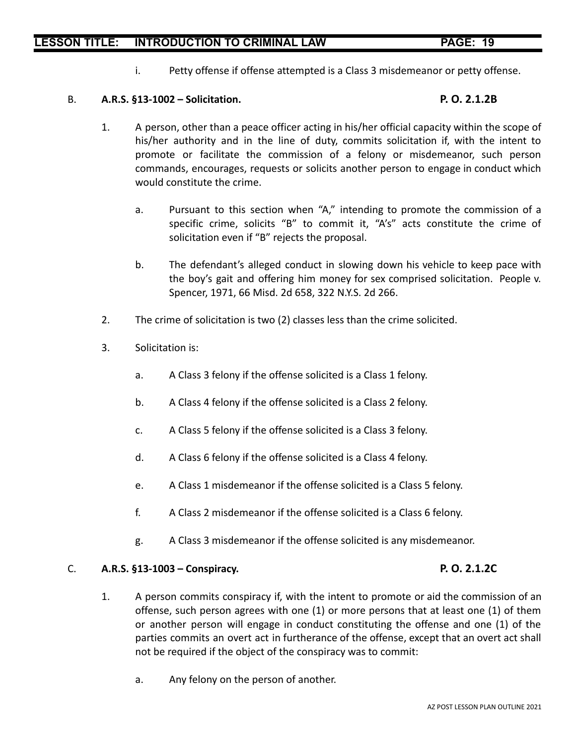i. Petty offense if offense attempted is a Class 3 misdemeanor or petty offense.

B. **A.R.S. §13-1002 – Solicitation.** **P. O. 2.1.2B**

1. A person, other than a peace officer acting in his/her official capacity within the scope of his/her authority and in the line of duty, commits solicitation if, with the intent to promote or facilitate the commission of a felony or misdemeanor, such person commands, encourages, requests or solicits another person to engage in conduct which would constitute the crime.

   a. Pursuant to this section when "A," intending to promote the commission of a specific crime, solicits "B" to commit it, "A's" acts constitute the crime of solicitation even if "B" rejects the proposal.

   b. The defendant's alleged conduct in slowing down his vehicle to keep pace with the boy's gait and offering him money for sex comprised solicitation. People v. Spencer, 1971, 66 Misd. 2d 658, 322 N.Y.S. 2d 266.

2. The crime of solicitation is two (2) classes less than the crime solicited.

3. Solicitation is:

   a. A Class 3 felony if the offense solicited is a Class 1 felony.

   b. A Class 4 felony if the offense solicited is a Class 2 felony.

   c. A Class 5 felony if the offense solicited is a Class 3 felony.

   d. A Class 6 felony if the offense solicited is a Class 4 felony.

   e. A Class 1 misdemeanor if the offense solicited is a Class 5 felony.

   f. A Class 2 misdemeanor if the offense solicited is a Class 6 felony.

   g. A Class 3 misdemeanor if the offense solicited is any misdemeanor.

C. **A.R.S. §13-1003 – Conspiracy.** **P. O. 2.1.2C**

1. A person commits conspiracy if, with the intent to promote or aid the commission of an offense, such person agrees with one (1) or more persons that at least one (1) of them or another person will engage in conduct constituting the offense and one (1) of the parties commits an overt act in furtherance of the offense, except that an overt act shall not be required if the object of the conspiracy was to commit:

   a. Any felony on the person of another.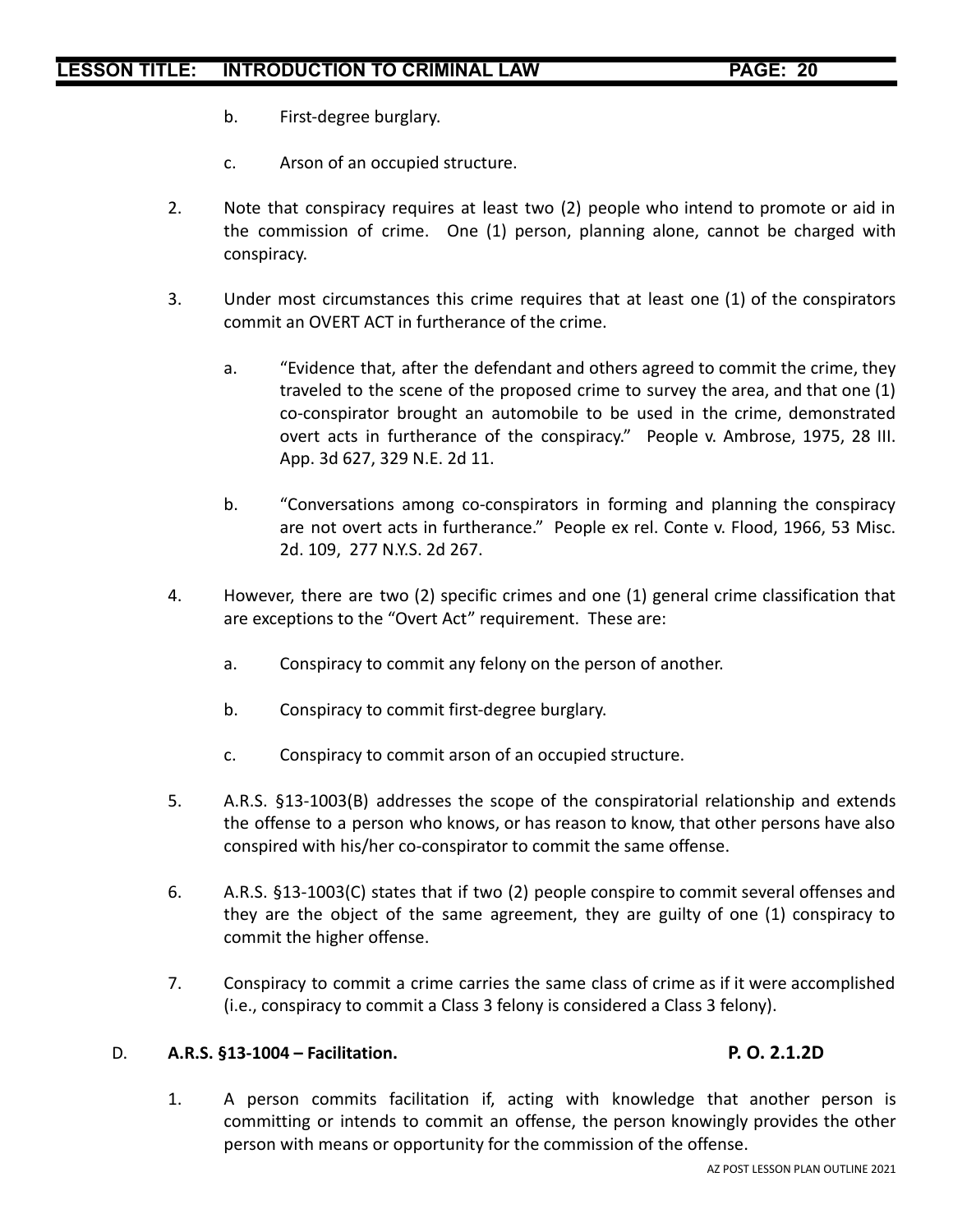b. First-degree burglary.

c. Arson of an occupied structure.

2. Note that conspiracy requires at least two (2) people who intend to promote or aid in the commission of crime. One (1) person, planning alone, cannot be charged with conspiracy.

3. Under most circumstances this crime requires that at least one (1) of the conspirators commit an OVERT ACT in furtherance of the crime.

   a. "Evidence that, after the defendant and others agreed to commit the crime, they traveled to the scene of the proposed crime to survey the area, and that one (1) co-conspirator brought an automobile to be used in the crime, demonstrated overt acts in furtherance of the conspiracy." People v. Ambrose, 1975, 28 III. App. 3d 627, 329 N.E. 2d 11.

   b. "Conversations among co-conspirators in forming and planning the conspiracy are not overt acts in furtherance." People ex rel. Conte v. Flood, 1966, 53 Misc. 2d. 109, 277 N.Y.S. 2d 267.

4. However, there are two (2) specific crimes and one (1) general crime classification that are exceptions to the "Overt Act" requirement. These are:

   a. Conspiracy to commit any felony on the person of another.

   b. Conspiracy to commit first-degree burglary.

   c. Conspiracy to commit arson of an occupied structure.

5. A.R.S. §13-1003(B) addresses the scope of the conspiratorial relationship and extends the offense to a person who knows, or has reason to know, that other persons have also conspired with his/her co-conspirator to commit the same offense.

6. A.R.S. §13-1003(C) states that if two (2) people conspire to commit several offenses and they are the object of the same agreement, they are guilty of one (1) conspiracy to commit the higher offense.

7. Conspiracy to commit a crime carries the same class of crime as if it were accomplished (i.e., conspiracy to commit a Class 3 felony is considered a Class 3 felony).

D. **A.R.S. §13-1004 – Facilitation.** **P. O. 2.1.2D**

1. A person commits facilitation if, acting with knowledge that another person is committing or intends to commit an offense, the person knowingly provides the other person with means or opportunity for the commission of the offense.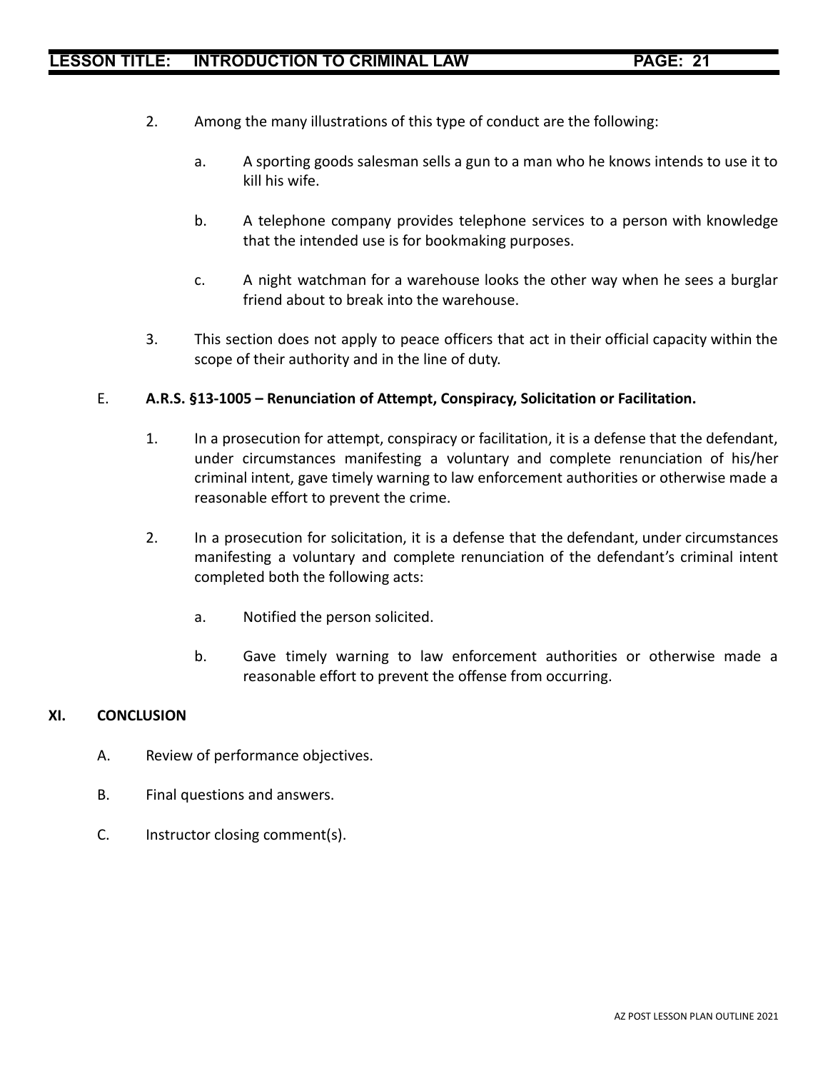2. Among the many illustrations of this type of conduct are the following:

   a. A sporting goods salesman sells a gun to a man who he knows intends to use it to kill his wife.

   b. A telephone company provides telephone services to a person with knowledge that the intended use is for bookmaking purposes.

   c. A night watchman for a warehouse looks the other way when he sees a burglar friend about to break into the warehouse.

3. This section does not apply to peace officers that act in their official capacity within the scope of their authority and in the line of duty.

E. **A.R.S. §13-1005 – Renunciation of Attempt, Conspiracy, Solicitation or Facilitation.**

1. In a prosecution for attempt, conspiracy or facilitation, it is a defense that the defendant, under circumstances manifesting a voluntary and complete renunciation of his/her criminal intent, gave timely warning to law enforcement authorities or otherwise made a reasonable effort to prevent the crime.

2. In a prosecution for solicitation, it is a defense that the defendant, under circumstances manifesting a voluntary and complete renunciation of the defendant's criminal intent completed both the following acts:

   a. Notified the person solicited.

   b. Gave timely warning to law enforcement authorities or otherwise made a reasonable effort to prevent the offense from occurring.

## XI. CONCLUSION

A. Review of performance objectives.

B. Final questions and answers.

C. Instructor closing comment(s).